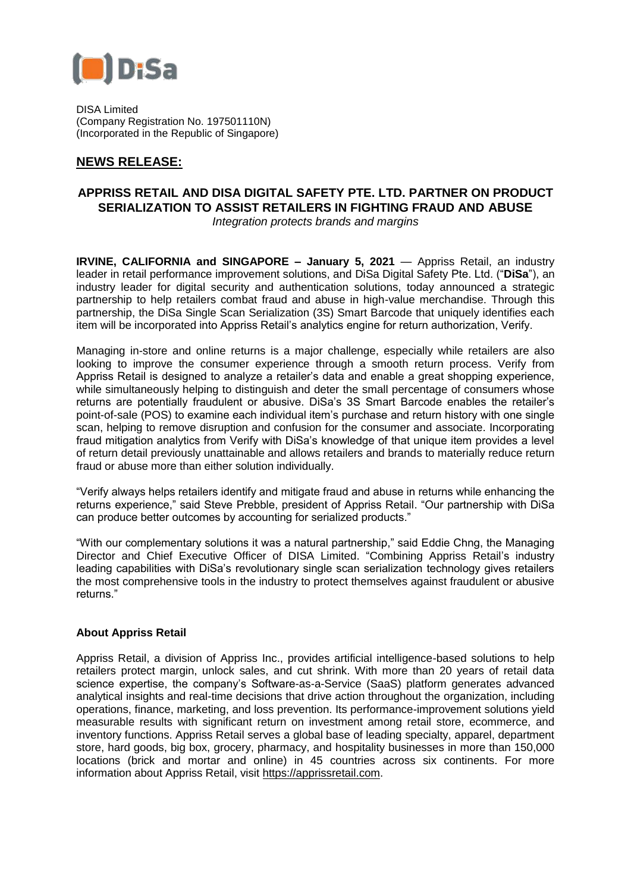DISA Limited
(Company Registration No. 197501110N)
(Incorporated in the Republic of Singapore)

## NEWS RELEASE:

# APPRISS RETAIL AND DISA DIGITAL SAFETY PTE. LTD. PARTNER ON PRODUCT SERIALIZATION TO ASSIST RETAILERS IN FIGHTING FRAUD AND ABUSE

*Integration protects brands and margins*

**IRVINE, CALIFORNIA and SINGAPORE – January 5, 2021** — Appriss Retail, an industry leader in retail performance improvement solutions, and DiSa Digital Safety Pte. Ltd. ("**DiSa**"), an industry leader for digital security and authentication solutions, today announced a strategic partnership to help retailers combat fraud and abuse in high-value merchandise. Through this partnership, the DiSa Single Scan Serialization (3S) Smart Barcode that uniquely identifies each item will be incorporated into Appriss Retail's analytics engine for return authorization, Verify.

Managing in-store and online returns is a major challenge, especially while retailers are also looking to improve the consumer experience through a smooth return process. Verify from Appriss Retail is designed to analyze a retailer's data and enable a great shopping experience, while simultaneously helping to distinguish and deter the small percentage of consumers whose returns are potentially fraudulent or abusive. DiSa's 3S Smart Barcode enables the retailer's point-of-sale (POS) to examine each individual item's purchase and return history with one single scan, helping to remove disruption and confusion for the consumer and associate. Incorporating fraud mitigation analytics from Verify with DiSa's knowledge of that unique item provides a level of return detail previously unattainable and allows retailers and brands to materially reduce return fraud or abuse more than either solution individually.

"Verify always helps retailers identify and mitigate fraud and abuse in returns while enhancing the returns experience," said Steve Prebble, president of Appriss Retail. "Our partnership with DiSa can produce better outcomes by accounting for serialized products."

"With our complementary solutions it was a natural partnership," said Eddie Chng, the Managing Director and Chief Executive Officer of DISA Limited. "Combining Appriss Retail's industry leading capabilities with DiSa's revolutionary single scan serialization technology gives retailers the most comprehensive tools in the industry to protect themselves against fraudulent or abusive returns."

### About Appriss Retail

Appriss Retail, a division of Appriss Inc., provides artificial intelligence-based solutions to help retailers protect margin, unlock sales, and cut shrink. With more than 20 years of retail data science expertise, the company's Software-as-a-Service (SaaS) platform generates advanced analytical insights and real-time decisions that drive action throughout the organization, including operations, finance, marketing, and loss prevention. Its performance-improvement solutions yield measurable results with significant return on investment among retail store, ecommerce, and inventory functions. Appriss Retail serves a global base of leading specialty, apparel, department store, hard goods, big box, grocery, pharmacy, and hospitality businesses in more than 150,000 locations (brick and mortar and online) in 45 countries across six continents. For more information about Appriss Retail, visit https://apprissretail.com.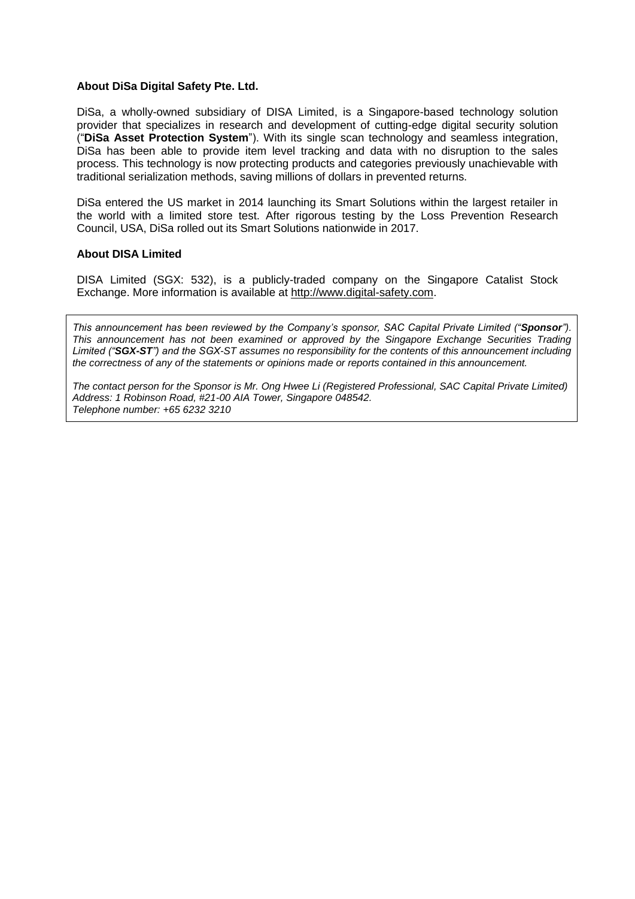**About DiSa Digital Safety Pte. Ltd.**

DiSa, a wholly-owned subsidiary of DISA Limited, is a Singapore-based technology solution provider that specializes in research and development of cutting-edge digital security solution ("**DiSa Asset Protection System**"). With its single scan technology and seamless integration, DiSa has been able to provide item level tracking and data with no disruption to the sales process. This technology is now protecting products and categories previously unachievable with traditional serialization methods, saving millions of dollars in prevented returns.

DiSa entered the US market in 2014 launching its Smart Solutions within the largest retailer in the world with a limited store test. After rigorous testing by the Loss Prevention Research Council, USA, DiSa rolled out its Smart Solutions nationwide in 2017.

**About DISA Limited**

DISA Limited (SGX: 532), is a publicly-traded company on the Singapore Catalist Stock Exchange. More information is available at http://www.digital-safety.com.

*This announcement has been reviewed by the Company's sponsor, SAC Capital Private Limited ("**Sponsor**"). This announcement has not been examined or approved by the Singapore Exchange Securities Trading Limited ("**SGX-ST**") and the SGX-ST assumes no responsibility for the contents of this announcement including the correctness of any of the statements or opinions made or reports contained in this announcement.*

*The contact person for the Sponsor is Mr. Ong Hwee Li (Registered Professional, SAC Capital Private Limited) Address: 1 Robinson Road, #21-00 AIA Tower, Singapore 048542.*
*Telephone number: +65 6232 3210*